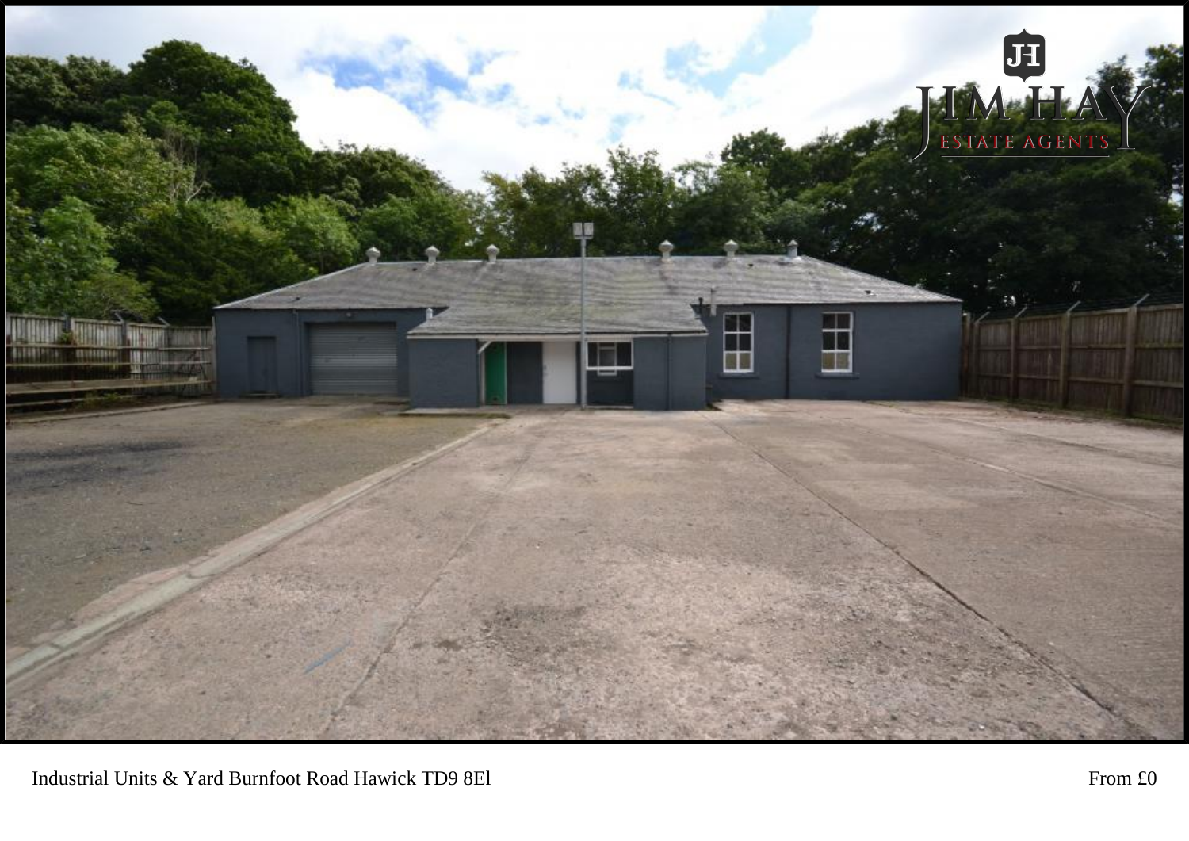Industrial Units & Yard Burnfoot Road Hawick TD9 8El

From £0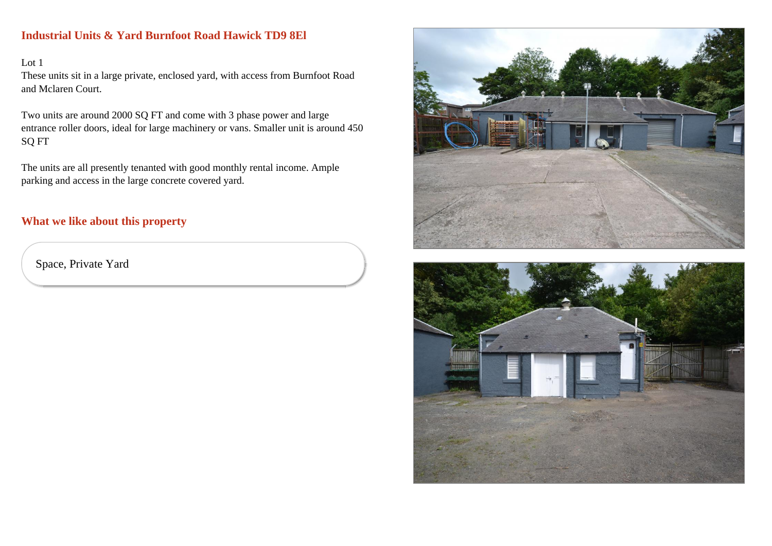## Industrial Units & Yard Burnfoot Road Hawick TD9 8El

Lot 1

These units sit in a large private, enclosed yard, with access from Burnfoot Road and Mclaren Court.

Two units are around 2000 SQ FT and come with 3 phase power and large entrance roller doors, ideal for large machinery or vans. Smaller unit is around 450 SQ FT

The units are all presently tenanted with good monthly rental income. Ample parking and access in the large concrete covered yard.

## What we like about this property

Space, Private Yard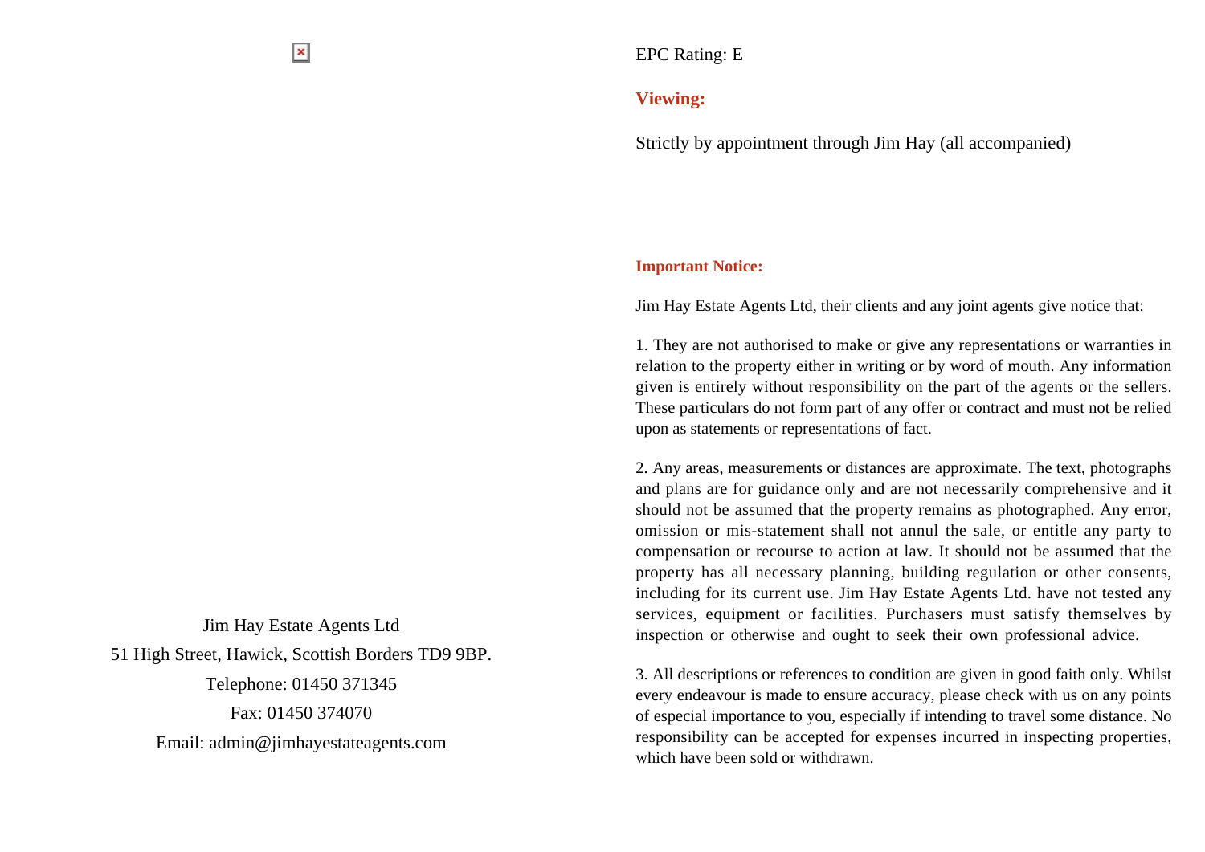Jim Hay Estate Agents Ltd

51 High Street, Hawick, Scottish Borders TD9 9BP.

Telephone: 01450 371345

Fax: 01450 374070

Email: admin@jimhayestateagents.com

EPC Rating: E

**Viewing:**

Strictly by appointment through Jim Hay (all accompanied)

**Important Notice:**

Jim Hay Estate Agents Ltd, their clients and any joint agents give notice that:

1. They are not authorised to make or give any representations or warranties in relation to the property either in writing or by word of mouth. Any information given is entirely without responsibility on the part of the agents or the sellers. These particulars do not form part of any offer or contract and must not be relied upon as statements or representations of fact.

2. Any areas, measurements or distances are approximate. The text, photographs and plans are for guidance only and are not necessarily comprehensive and it should not be assumed that the property remains as photographed. Any error, omission or mis-statement shall not annul the sale, or entitle any party to compensation or recourse to action at law. It should not be assumed that the property has all necessary planning, building regulation or other consents, including for its current use. Jim Hay Estate Agents Ltd. have not tested any services, equipment or facilities. Purchasers must satisfy themselves by inspection or otherwise and ought to seek their own professional advice.

3. All descriptions or references to condition are given in good faith only. Whilst every endeavour is made to ensure accuracy, please check with us on any points of especial importance to you, especially if intending to travel some distance. No responsibility can be accepted for expenses incurred in inspecting properties, which have been sold or withdrawn.